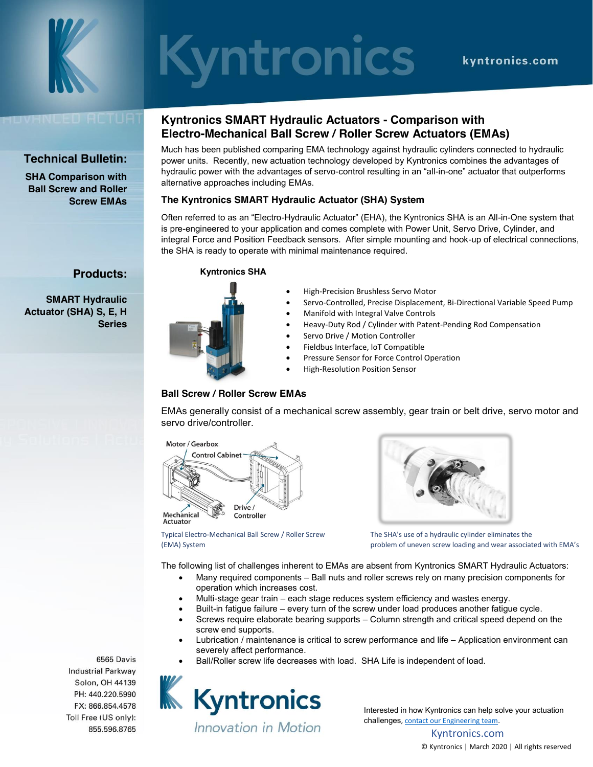# Kyntronics

kyntronics.com

**Technical Bulletin:**

**SHA Comparison with Ball Screw and Roller Screw EMAs**

**Products:**

**SMART Hydraulic Actuator (SHA) S, E, H Series**

## Kyntronics SMART Hydraulic Actuators - Comparison with Electro-Mechanical Ball Screw / Roller Screw Actuators (EMAs)

Much has been published comparing EMA technology against hydraulic cylinders connected to hydraulic power units. Recently, new actuation technology developed by Kyntronics combines the advantages of hydraulic power with the advantages of servo-control resulting in an "all-in-one" actuator that outperforms alternative approaches including EMAs.

### The Kyntronics SMART Hydraulic Actuator (SHA) System

Often referred to as an "Electro-Hydraulic Actuator" (EHA), the Kyntronics SHA is an All-in-One system that is pre-engineered to your application and comes complete with Power Unit, Servo Drive, Cylinder, and integral Force and Position Feedback sensors. After simple mounting and hook-up of electrical connections, the SHA is ready to operate with minimal maintenance required.

**Kyntronics SHA**

- High-Precision Brushless Servo Motor
- Servo-Controlled, Precise Displacement, Bi-Directional Variable Speed Pump
- Manifold with Integral Valve Controls
- Heavy-Duty Rod / Cylinder with Patent-Pending Rod Compensation
- Servo Drive / Motion Controller
- Fieldbus Interface, IoT Compatible
- Pressure Sensor for Force Control Operation
- High-Resolution Position Sensor

### Ball Screw / Roller Screw EMAs

EMAs generally consist of a mechanical screw assembly, gear train or belt drive, servo motor and servo drive/controller.

Motor / Gearbox — Control Cabinet — Mechanical Actuator — Drive / Controller

Typical Electro-Mechanical Ball Screw / Roller Screw (EMA) System

The SHA's use of a hydraulic cylinder eliminates the problem of uneven screw loading and wear associated with EMA's

The following list of challenges inherent to EMAs are absent from Kyntronics SMART Hydraulic Actuators:

- Many required components – Ball nuts and roller screws rely on many precision components for operation which increases cost.
- Multi-stage gear train – each stage reduces system efficiency and wastes energy.
- Built-in fatigue failure – every turn of the screw under load produces another fatigue cycle.
- Screws require elaborate bearing supports – Column strength and critical speed depend on the screw end supports.
- Lubrication / maintenance is critical to screw performance and life – Application environment can severely affect performance.
- Ball/Roller screw life decreases with load. SHA Life is independent of load.

6565 Davis Industrial Parkway
Solon, OH 44139
PH: 440.220.5990
FX: 866.854.4578
Toll Free (US only): 855.596.8765

Kyntronics — Innovation in Motion

Interested in how Kyntronics can help solve your actuation challenges, contact our Engineering team.

Kyntronics.com

© Kyntronics | March 2020 | All rights reserved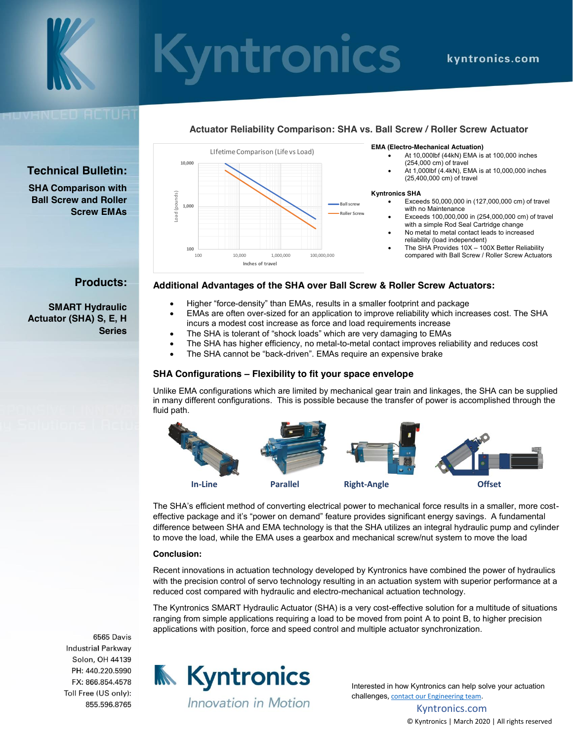# Kyntronics

kyntronics.com

## Technical Bulletin:

**SHA Comparison with Ball Screw and Roller Screw EMAs**

## Products:

**SMART Hydraulic Actuator (SHA) S, E, H Series**

## Actuator Reliability Comparison: SHA vs. Ball Screw / Roller Screw Actuator

LIfetime Comparison (Life vs Load)

Load (pounds)

10,000

1,000

100

100

10,000

1,000,000

100,000,000

Inches of travel

Ball screw

Roller Screw

**EMA (Electro-Mechanical Actuation)**

- At 10,000lbf (44kN) EMA is at 100,000 inches (254,000 cm) of travel
- At 1,000lbf (4.4kN), EMA is at 10,000,000 inches (25,400,000 cm) of travel

**Kyntronics SHA**

- Exceeds 50,000,000 in (127,000,000 cm) of travel with no Maintenance
- Exceeds 100,000,000 in (254,000,000 cm) of travel with a simple Rod Seal Cartridge change
- No metal to metal contact leads to increased reliability (load independent)
- The SHA Provides 10X – 100X Better Reliability compared with Ball Screw / Roller Screw Actuators

## Additional Advantages of the SHA over Ball Screw & Roller Screw Actuators:

- Higher "force-density" than EMAs, results in a smaller footprint and package
- EMAs are often over-sized for an application to improve reliability which increases cost. The SHA incurs a modest cost increase as force and load requirements increase
- The SHA is tolerant of "shock loads" which are very damaging to EMAs
- The SHA has higher efficiency, no metal-to-metal contact improves reliability and reduces cost
- The SHA cannot be "back-driven". EMAs require an expensive brake

## SHA Configurations – Flexibility to fit your space envelope

Unlike EMA configurations which are limited by mechanical gear train and linkages, the SHA can be supplied in many different configurations. This is possible because the transfer of power is accomplished through the fluid path.

**In-Line** **Parallel** **Right-Angle** **Offset**

The SHA's efficient method of converting electrical power to mechanical force results in a smaller, more cost-effective package and it's "power on demand" feature provides significant energy savings. A fundamental difference between SHA and EMA technology is that the SHA utilizes an integral hydraulic pump and cylinder to move the load, while the EMA uses a gearbox and mechanical screw/nut system to move the load

**Conclusion:**

Recent innovations in actuation technology developed by Kyntronics have combined the power of hydraulics with the precision control of servo technology resulting in an actuation system with superior performance at a reduced cost compared with hydraulic and electro-mechanical actuation technology.

The Kyntronics SMART Hydraulic Actuator (SHA) is a very cost-effective solution for a multitude of situations ranging from simple applications requiring a load to be moved from point A to point B, to higher precision applications with position, force and speed control and multiple actuator synchronization.

6565 Davis Industrial Parkway
Solon, OH 44139
PH: 440.220.5990
FX: 866.854.4578
Toll Free (US only): 855.596.8765

Kyntronics
Innovation in Motion

Interested in how Kyntronics can help solve your actuation challenges, contact our Engineering team.

Kyntronics.com

© Kyntronics | March 2020 | All rights reserved